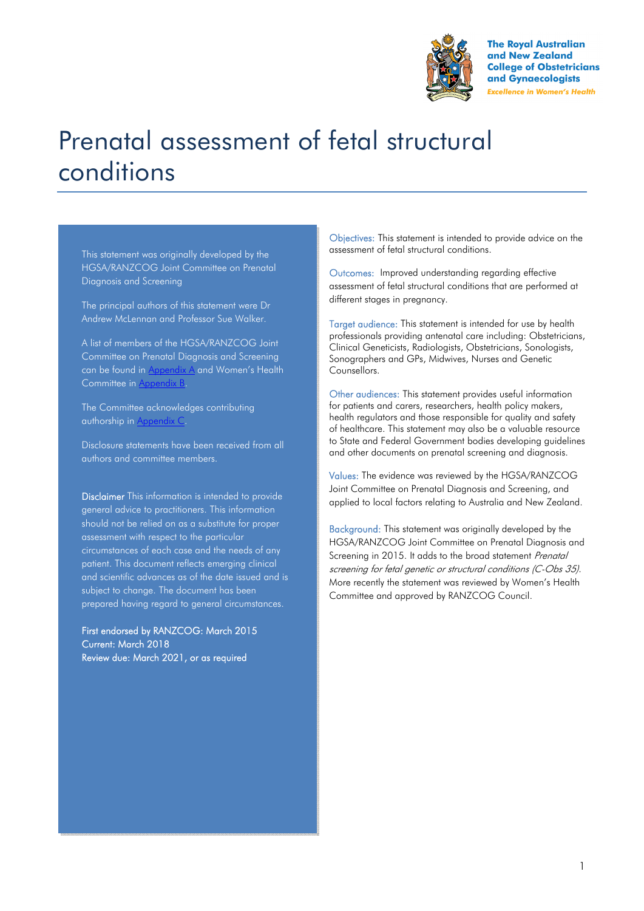The Royal Australian and New Zealand College of Obstetricians and Gynaecologists

*Excellence in Women's Health*

# Prenatal assessment of fetal structural conditions

This statement was originally developed by the HGSA/RANZCOG Joint Committee on Prenatal Diagnosis and Screening

The principal authors of this statement were Dr Andrew McLennan and Professor Sue Walker.

A list of members of the HGSA/RANZCOG Joint Committee on Prenatal Diagnosis and Screening can be found in Appendix A and Women's Health Committee in Appendix B.

The Committee acknowledges contributing authorship in Appendix C.

Disclosure statements have been received from all authors and committee members.

**Disclaimer** This information is intended to provide general advice to practitioners. This information should not be relied on as a substitute for proper assessment with respect to the particular circumstances of each case and the needs of any patient. This document reflects emerging clinical and scientific advances as of the date issued and is subject to change. The document has been prepared having regard to general circumstances.

**First endorsed by RANZCOG: March 2015**
**Current: March 2018**
**Review due: March 2021, or as required**

Objectives: This statement is intended to provide advice on the assessment of fetal structural conditions.

Outcomes: Improved understanding regarding effective assessment of fetal structural conditions that are performed at different stages in pregnancy.

Target audience: This statement is intended for use by health professionals providing antenatal care including: Obstetricians, Clinical Geneticists, Radiologists, Obstetricians, Sonologists, Sonographers and GPs, Midwives, Nurses and Genetic Counsellors.

Other audiences: This statement provides useful information for patients and carers, researchers, health policy makers, health regulators and those responsible for quality and safety of healthcare. This statement may also be a valuable resource to State and Federal Government bodies developing guidelines and other documents on prenatal screening and diagnosis.

Values: The evidence was reviewed by the HGSA/RANZCOG Joint Committee on Prenatal Diagnosis and Screening, and applied to local factors relating to Australia and New Zealand.

Background: This statement was originally developed by the HGSA/RANZCOG Joint Committee on Prenatal Diagnosis and Screening in 2015. It adds to the broad statement *Prenatal screening for fetal genetic or structural conditions (C-Obs 35).* More recently the statement was reviewed by Women's Health Committee and approved by RANZCOG Council.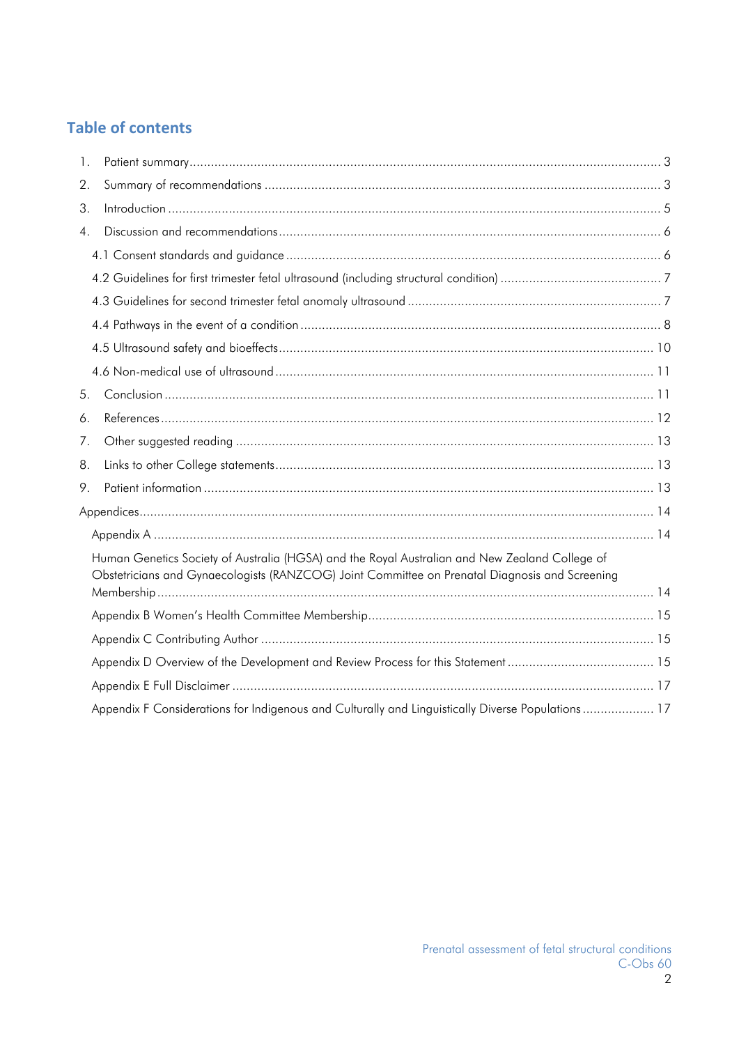## Table of contents

1. Patient summary ............ 3
2. Summary of recommendations ............ 3
3. Introduction ............ 5
4. Discussion and recommendations ............ 6
   - 4.1 Consent standards and guidance ............ 6
   - 4.2 Guidelines for first trimester fetal ultrasound (including structural condition) ............ 7
   - 4.3 Guidelines for second trimester fetal anomaly ultrasound ............ 7
   - 4.4 Pathways in the event of a condition ............ 8
   - 4.5 Ultrasound safety and bioeffects ............ 10
   - 4.6 Non-medical use of ultrasound ............ 11
5. Conclusion ............ 11
6. References ............ 12
7. Other suggested reading ............ 13
8. Links to other College statements ............ 13
9. Patient information ............ 13

Appendices ............ 14

- Appendix A ............ 14
- Human Genetics Society of Australia (HGSA) and the Royal Australian and New Zealand College of Obstetricians and Gynaecologists (RANZCOG) Joint Committee on Prenatal Diagnosis and Screening Membership ............ 14
- Appendix B Women's Health Committee Membership ............ 15
- Appendix C Contributing Author ............ 15
- Appendix D Overview of the Development and Review Process for this Statement ............ 15
- Appendix E Full Disclaimer ............ 17
- Appendix F Considerations for Indigenous and Culturally and Linguistically Diverse Populations ............ 17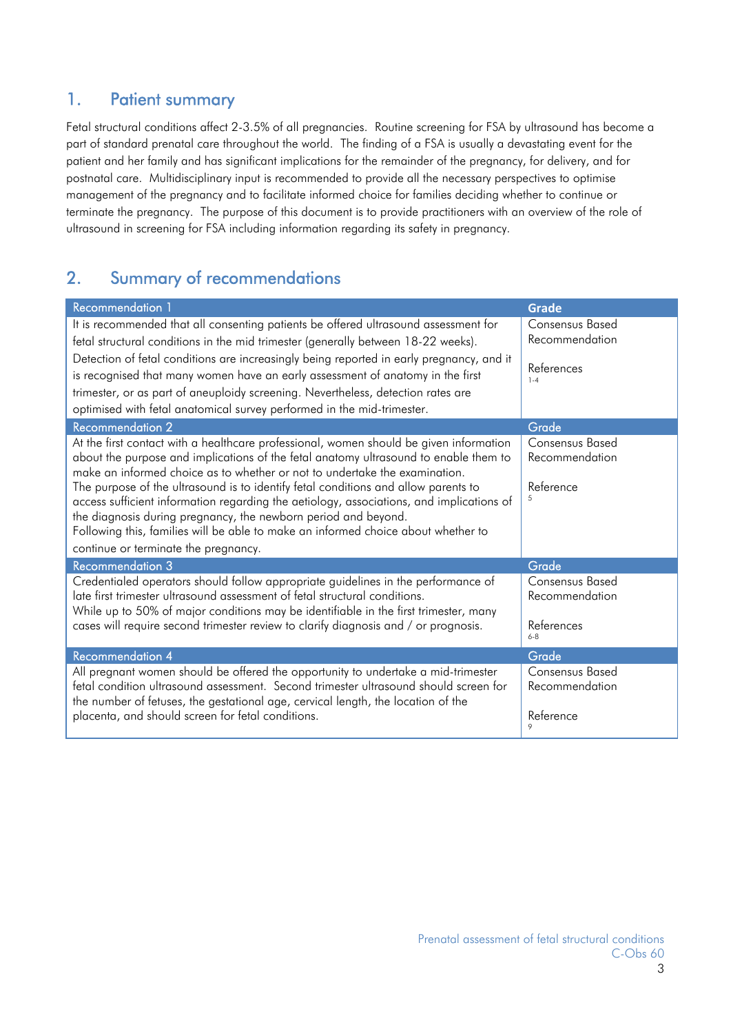## 1. Patient summary

Fetal structural conditions affect 2-3.5% of all pregnancies. Routine screening for FSA by ultrasound has become a part of standard prenatal care throughout the world. The finding of a FSA is usually a devastating event for the patient and her family and has significant implications for the remainder of the pregnancy, for delivery, and for postnatal care. Multidisciplinary input is recommended to provide all the necessary perspectives to optimise management of the pregnancy and to facilitate informed choice for families deciding whether to continue or terminate the pregnancy. The purpose of this document is to provide practitioners with an overview of the role of ultrasound in screening for FSA including information regarding its safety in pregnancy.

## 2. Summary of recommendations

| Recommendation 1 | Grade |
|---|---|
| It is recommended that all consenting patients be offered ultrasound assessment for fetal structural conditions in the mid trimester (generally between 18-22 weeks). Detection of fetal conditions are increasingly being reported in early pregnancy, and it is recognised that many women have an early assessment of anatomy in the first trimester, or as part of aneuploidy screening. Nevertheless, detection rates are optimised with fetal anatomical survey performed in the mid-trimester. | Consensus Based Recommendation<br><br>References [1-4] |
| **Recommendation 2** | **Grade** |
| At the first contact with a healthcare professional, women should be given information about the purpose and implications of the fetal anatomy ultrasound to enable them to make an informed choice as to whether or not to undertake the examination. The purpose of the ultrasound is to identify fetal conditions and allow parents to access sufficient information regarding the aetiology, associations, and implications of the diagnosis during pregnancy, the newborn period and beyond. Following this, families will be able to make an informed choice about whether to continue or terminate the pregnancy. | Consensus Based Recommendation<br><br>Reference [5] |
| **Recommendation 3** | **Grade** |
| Credentialed operators should follow appropriate guidelines in the performance of late first trimester ultrasound assessment of fetal structural conditions. While up to 50% of major conditions may be identifiable in the first trimester, many cases will require second trimester review to clarify diagnosis and / or prognosis. | Consensus Based Recommendation<br><br>References [6-8] |
| **Recommendation 4** | **Grade** |
| All pregnant women should be offered the opportunity to undertake a mid-trimester fetal condition ultrasound assessment. Second trimester ultrasound should screen for the number of fetuses, the gestational age, cervical length, the location of the placenta, and should screen for fetal conditions. | Consensus Based Recommendation<br><br>Reference [9] |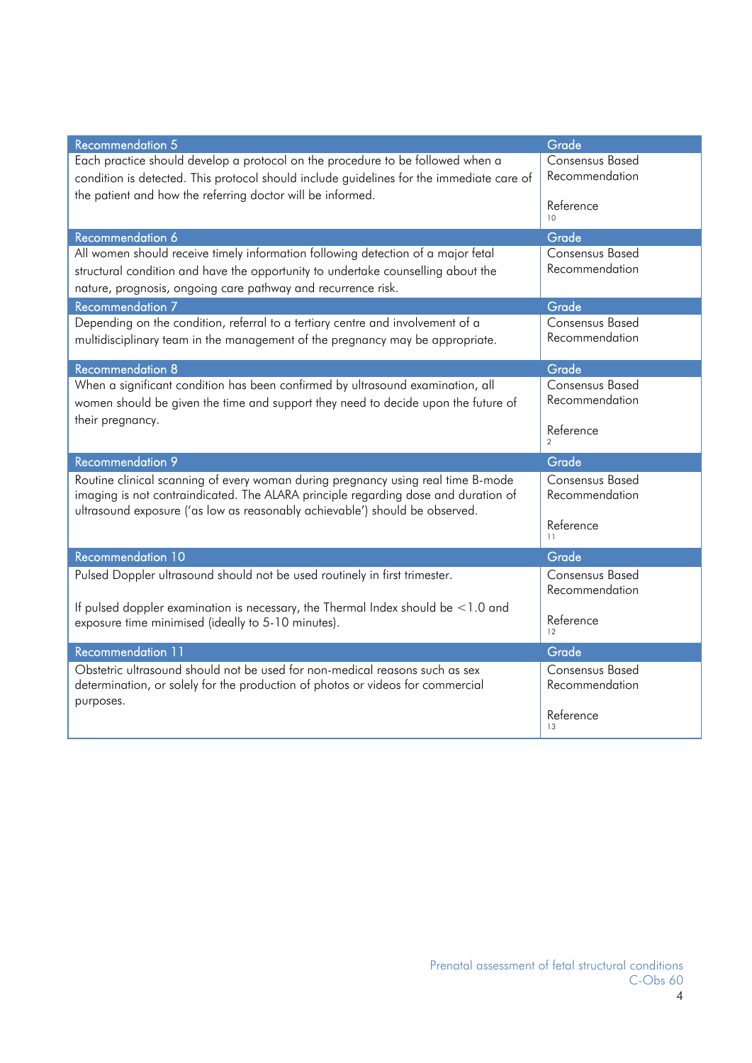| Recommendation 5 | Grade |
| --- | --- |
| Each practice should develop a protocol on the procedure to be followed when a condition is detected. This protocol should include guidelines for the immediate care of the patient and how the referring doctor will be informed. | Consensus Based Recommendation<br><br>Reference[10] |

| Recommendation 6 | Grade |
| --- | --- |
| All women should receive timely information following detection of a major fetal structural condition and have the opportunity to undertake counselling about the nature, prognosis, ongoing care pathway and recurrence risk. | Consensus Based Recommendation |

| Recommendation 7 | Grade |
| --- | --- |
| Depending on the condition, referral to a tertiary centre and involvement of a multidisciplinary team in the management of the pregnancy may be appropriate. | Consensus Based Recommendation |

| Recommendation 8 | Grade |
| --- | --- |
| When a significant condition has been confirmed by ultrasound examination, all women should be given the time and support they need to decide upon the future of their pregnancy. | Consensus Based Recommendation<br><br>Reference[2] |

| Recommendation 9 | Grade |
| --- | --- |
| Routine clinical scanning of every woman during pregnancy using real time B-mode imaging is not contraindicated. The ALARA principle regarding dose and duration of ultrasound exposure ('as low as reasonably achievable') should be observed. | Consensus Based Recommendation<br><br>Reference[11] |

| Recommendation 10 | Grade |
| --- | --- |
| Pulsed Doppler ultrasound should not be used routinely in first trimester.<br><br>If pulsed doppler examination is necessary, the Thermal Index should be $<1.0$ and exposure time minimised (ideally to 5-10 minutes). | Consensus Based Recommendation<br><br>Reference[12] |

| Recommendation 11 | Grade |
| --- | --- |
| Obstetric ultrasound should not be used for non-medical reasons such as sex determination, or solely for the production of photos or videos for commercial purposes. | Consensus Based Recommendation<br><br>Reference[13] |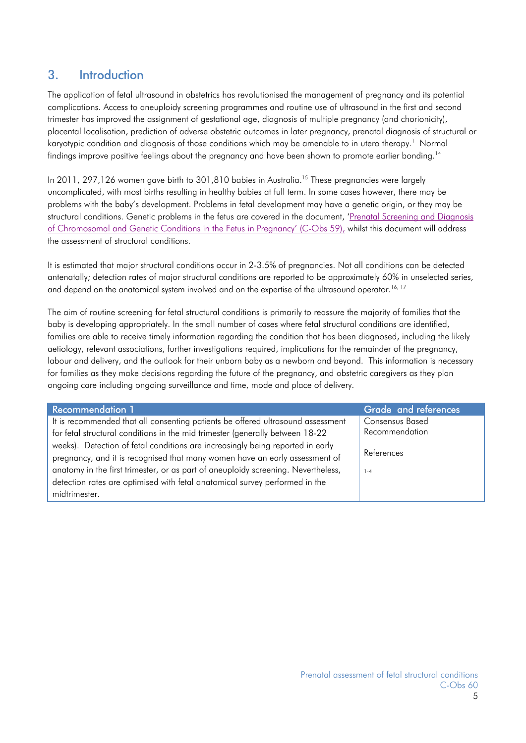## 3. Introduction

The application of fetal ultrasound in obstetrics has revolutionised the management of pregnancy and its potential complications. Access to aneuploidy screening programmes and routine use of ultrasound in the first and second trimester has improved the assignment of gestational age, diagnosis of multiple pregnancy (and chorionicity), placental localisation, prediction of adverse obstetric outcomes in later pregnancy, prenatal diagnosis of structural or karyotypic condition and diagnosis of those conditions which may be amenable to in utero therapy.[1] Normal findings improve positive feelings about the pregnancy and have been shown to promote earlier bonding.[14]

In 2011, 297,126 women gave birth to 301,810 babies in Australia.[15] These pregnancies were largely uncomplicated, with most births resulting in healthy babies at full term. In some cases however, there may be problems with the baby's development. Problems in fetal development may have a genetic origin, or they may be structural conditions. Genetic problems in the fetus are covered in the document, 'Prenatal Screening and Diagnosis of Chromosomal and Genetic Conditions in the Fetus in Pregnancy' (C-Obs 59), whilst this document will address the assessment of structural conditions.

It is estimated that major structural conditions occur in 2-3.5% of pregnancies. Not all conditions can be detected antenatally; detection rates of major structural conditions are reported to be approximately 60% in unselected series, and depend on the anatomical system involved and on the expertise of the ultrasound operator.[16, 17]

The aim of routine screening for fetal structural conditions is primarily to reassure the majority of families that the baby is developing appropriately. In the small number of cases where fetal structural conditions are identified, families are able to receive timely information regarding the condition that has been diagnosed, including the likely aetiology, relevant associations, further investigations required, implications for the remainder of the pregnancy, labour and delivery, and the outlook for their unborn baby as a newborn and beyond. This information is necessary for families as they make decisions regarding the future of the pregnancy, and obstetric caregivers as they plan ongoing care including ongoing surveillance and time, mode and place of delivery.

| Recommendation 1 | Grade and references |
|---|---|
| It is recommended that all consenting patients be offered ultrasound assessment for fetal structural conditions in the mid trimester (generally between 18-22 weeks). Detection of fetal conditions are increasingly being reported in early pregnancy, and it is recognised that many women have an early assessment of anatomy in the first trimester, or as part of aneuploidy screening. Nevertheless, detection rates are optimised with fetal anatomical survey performed in the midtrimester. | Consensus Based Recommendation<br><br>References<br><br>1-4 |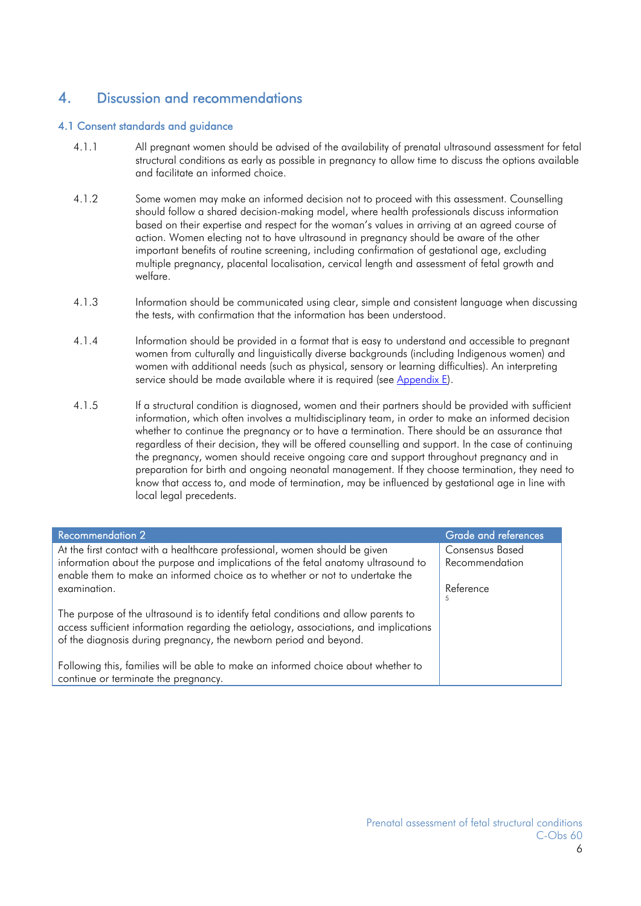# 4. Discussion and recommendations

## 4.1 Consent standards and guidance

4.1.1 All pregnant women should be advised of the availability of prenatal ultrasound assessment for fetal structural conditions as early as possible in pregnancy to allow time to discuss the options available and facilitate an informed choice.

4.1.2 Some women may make an informed decision not to proceed with this assessment. Counselling should follow a shared decision-making model, where health professionals discuss information based on their expertise and respect for the woman's values in arriving at an agreed course of action. Women electing not to have ultrasound in pregnancy should be aware of the other important benefits of routine screening, including confirmation of gestational age, excluding multiple pregnancy, placental localisation, cervical length and assessment of fetal growth and welfare.

4.1.3 Information should be communicated using clear, simple and consistent language when discussing the tests, with confirmation that the information has been understood.

4.1.4 Information should be provided in a format that is easy to understand and accessible to pregnant women from culturally and linguistically diverse backgrounds (including Indigenous women) and women with additional needs (such as physical, sensory or learning difficulties). An interpreting service should be made available where it is required (see Appendix E).

4.1.5 If a structural condition is diagnosed, women and their partners should be provided with sufficient information, which often involves a multidisciplinary team, in order to make an informed decision whether to continue the pregnancy or to have a termination. There should be an assurance that regardless of their decision, they will be offered counselling and support. In the case of continuing the pregnancy, women should receive ongoing care and support throughout pregnancy and in preparation for birth and ongoing neonatal management. If they choose termination, they need to know that access to, and mode of termination, may be influenced by gestational age in line with local legal precedents.

| Recommendation 2 | Grade and references |
| --- | --- |
| At the first contact with a healthcare professional, women should be given information about the purpose and implications of the fetal anatomy ultrasound to enable them to make an informed choice as to whether or not to undertake the examination.<br><br>The purpose of the ultrasound is to identify fetal conditions and allow parents to access sufficient information regarding the aetiology, associations, and implications of the diagnosis during pregnancy, the newborn period and beyond.<br><br>Following this, families will be able to make an informed choice about whether to continue or terminate the pregnancy. | Consensus Based Recommendation<br><br>Reference [5] |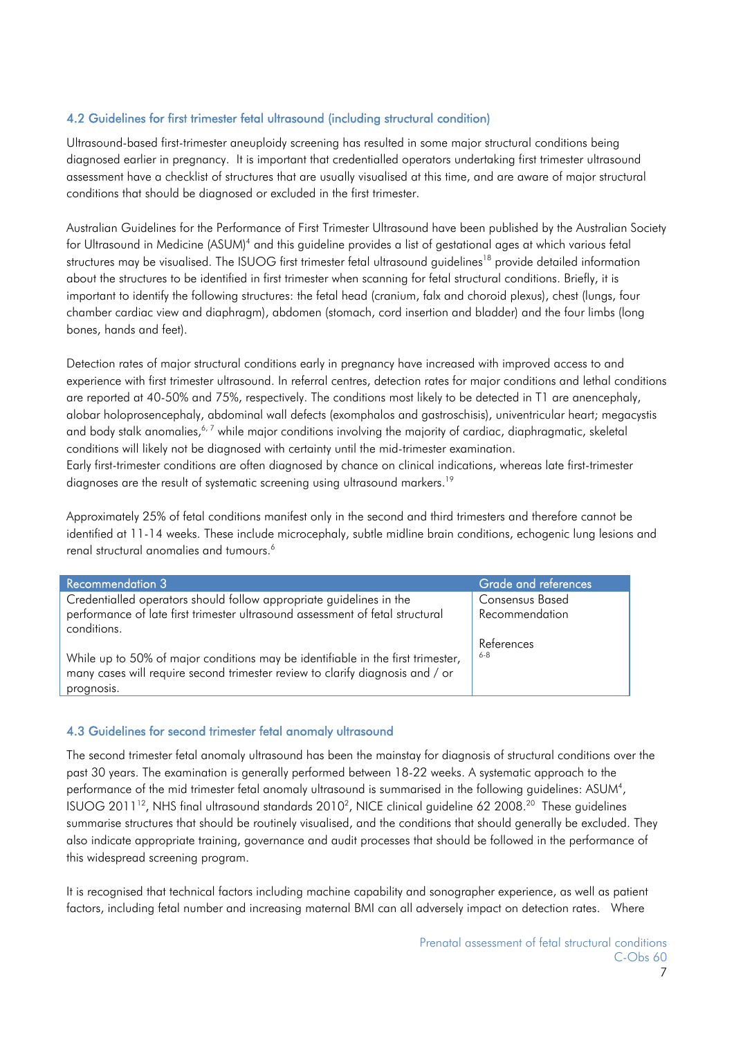### 4.2 Guidelines for first trimester fetal ultrasound (including structural condition)

Ultrasound-based first-trimester aneuploidy screening has resulted in some major structural conditions being diagnosed earlier in pregnancy. It is important that credentialled operators undertaking first trimester ultrasound assessment have a checklist of structures that are usually visualised at this time, and are aware of major structural conditions that should be diagnosed or excluded in the first trimester.

Australian Guidelines for the Performance of First Trimester Ultrasound have been published by the Australian Society for Ultrasound in Medicine (ASUM)[4] and this guideline provides a list of gestational ages at which various fetal structures may be visualised. The ISUOG first trimester fetal ultrasound guidelines[18] provide detailed information about the structures to be identified in first trimester when scanning for fetal structural conditions. Briefly, it is important to identify the following structures: the fetal head (cranium, falx and choroid plexus), chest (lungs, four chamber cardiac view and diaphragm), abdomen (stomach, cord insertion and bladder) and the four limbs (long bones, hands and feet).

Detection rates of major structural conditions early in pregnancy have increased with improved access to and experience with first trimester ultrasound. In referral centres, detection rates for major conditions and lethal conditions are reported at 40-50% and 75%, respectively. The conditions most likely to be detected in T1 are anencephaly, alobar holoprosencephaly, abdominal wall defects (exomphalos and gastroschisis), univentricular heart; megacystis and body stalk anomalies,[6, 7] while major conditions involving the majority of cardiac, diaphragmatic, skeletal conditions will likely not be diagnosed with certainty until the mid-trimester examination.
Early first-trimester conditions are often diagnosed by chance on clinical indications, whereas late first-trimester diagnoses are the result of systematic screening using ultrasound markers.[19]

Approximately 25% of fetal conditions manifest only in the second and third trimesters and therefore cannot be identified at 11-14 weeks. These include microcephaly, subtle midline brain conditions, echogenic lung lesions and renal structural anomalies and tumours.[6]

| Recommendation 3 | Grade and references |
|---|---|
| Credentialled operators should follow appropriate guidelines in the performance of late first trimester ultrasound assessment of fetal structural conditions.<br><br>While up to 50% of major conditions may be identifiable in the first trimester, many cases will require second trimester review to clarify diagnosis and / or prognosis. | Consensus Based Recommendation<br><br>References [6-8] |

### 4.3 Guidelines for second trimester fetal anomaly ultrasound

The second trimester fetal anomaly ultrasound has been the mainstay for diagnosis of structural conditions over the past 30 years. The examination is generally performed between 18-22 weeks. A systematic approach to the performance of the mid trimester fetal anomaly ultrasound is summarised in the following guidelines: ASUM[4], ISUOG 2011[12], NHS final ultrasound standards 2010[2], NICE clinical guideline 62 2008.[20] These guidelines summarise structures that should be routinely visualised, and the conditions that should generally be excluded. They also indicate appropriate training, governance and audit processes that should be followed in the performance of this widespread screening program.

It is recognised that technical factors including machine capability and sonographer experience, as well as patient factors, including fetal number and increasing maternal BMI can all adversely impact on detection rates. Where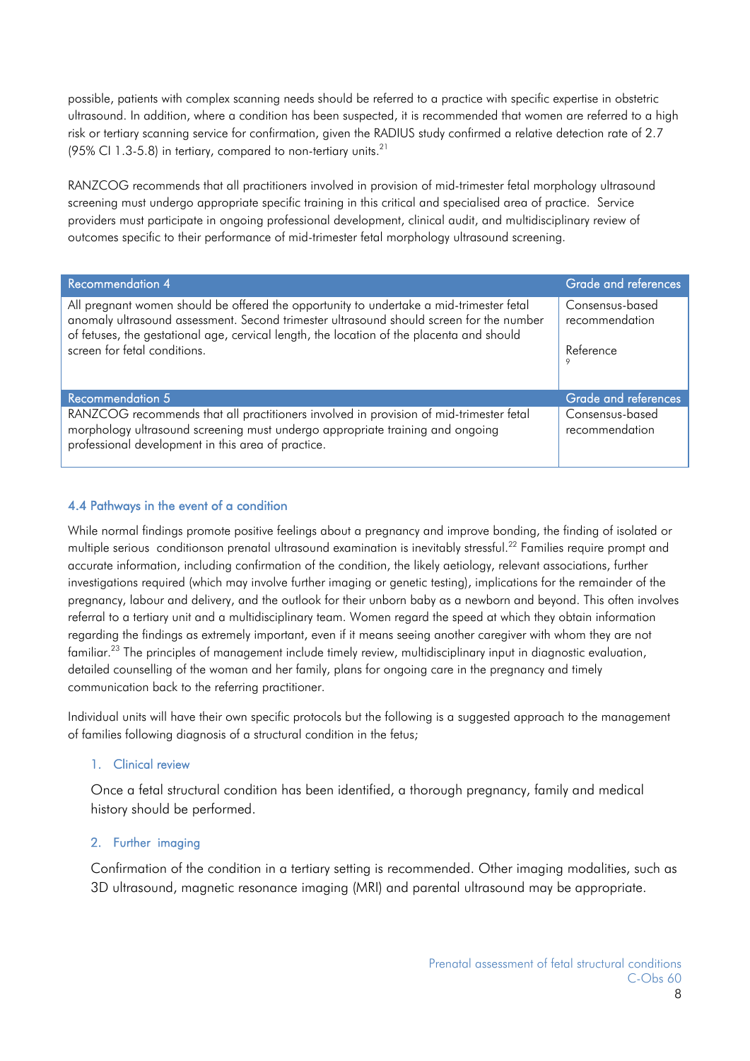possible, patients with complex scanning needs should be referred to a practice with specific expertise in obstetric ultrasound. In addition, where a condition has been suspected, it is recommended that women are referred to a high risk or tertiary scanning service for confirmation, given the RADIUS study confirmed a relative detection rate of 2.7 (95% CI 1.3-5.8) in tertiary, compared to non-tertiary units.[21]

RANZCOG recommends that all practitioners involved in provision of mid-trimester fetal morphology ultrasound screening must undergo appropriate specific training in this critical and specialised area of practice. Service providers must participate in ongoing professional development, clinical audit, and multidisciplinary review of outcomes specific to their performance of mid-trimester fetal morphology ultrasound screening.

| Recommendation 4 | Grade and references |
|---|---|
| All pregnant women should be offered the opportunity to undertake a mid-trimester fetal anomaly ultrasound assessment. Second trimester ultrasound should screen for the number of fetuses, the gestational age, cervical length, the location of the placenta and should screen for fetal conditions. | Consensus-based recommendation<br><br>Reference[9] |
| **Recommendation 5** | **Grade and references** |
| RANZCOG recommends that all practitioners involved in provision of mid-trimester fetal morphology ultrasound screening must undergo appropriate training and ongoing professional development in this area of practice. | Consensus-based recommendation |

### 4.4 Pathways in the event of a condition

While normal findings promote positive feelings about a pregnancy and improve bonding, the finding of isolated or multiple serious conditionson prenatal ultrasound examination is inevitably stressful.[22] Families require prompt and accurate information, including confirmation of the condition, the likely aetiology, relevant associations, further investigations required (which may involve further imaging or genetic testing), implications for the remainder of the pregnancy, labour and delivery, and the outlook for their unborn baby as a newborn and beyond. This often involves referral to a tertiary unit and a multidisciplinary team. Women regard the speed at which they obtain information regarding the findings as extremely important, even if it means seeing another caregiver with whom they are not familiar.[23] The principles of management include timely review, multidisciplinary input in diagnostic evaluation, detailed counselling of the woman and her family, plans for ongoing care in the pregnancy and timely communication back to the referring practitioner.

Individual units will have their own specific protocols but the following is a suggested approach to the management of families following diagnosis of a structural condition in the fetus;

1. Clinical review

   Once a fetal structural condition has been identified, a thorough pregnancy, family and medical history should be performed.

2. Further imaging

   Confirmation of the condition in a tertiary setting is recommended. Other imaging modalities, such as 3D ultrasound, magnetic resonance imaging (MRI) and parental ultrasound may be appropriate.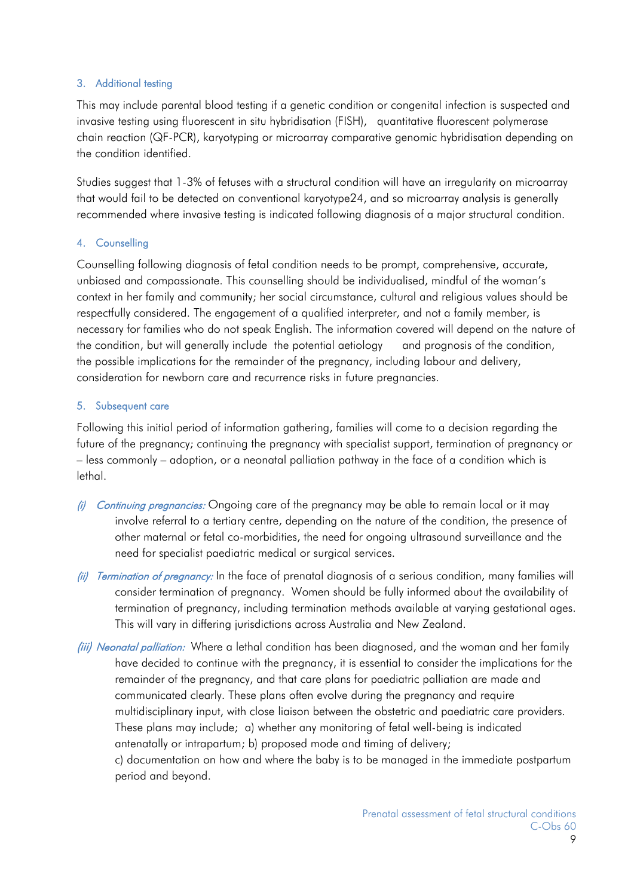### 3. Additional testing

This may include parental blood testing if a genetic condition or congenital infection is suspected and invasive testing using fluorescent in situ hybridisation (FISH), quantitative fluorescent polymerase chain reaction (QF-PCR), karyotyping or microarray comparative genomic hybridisation depending on the condition identified.

Studies suggest that 1-3% of fetuses with a structural condition will have an irregularity on microarray that would fail to be detected on conventional karyotype24, and so microarray analysis is generally recommended where invasive testing is indicated following diagnosis of a major structural condition.

### 4. Counselling

Counselling following diagnosis of fetal condition needs to be prompt, comprehensive, accurate, unbiased and compassionate. This counselling should be individualised, mindful of the woman's context in her family and community; her social circumstance, cultural and religious values should be respectfully considered. The engagement of a qualified interpreter, and not a family member, is necessary for families who do not speak English. The information covered will depend on the nature of the condition, but will generally include the potential aetiology and prognosis of the condition, the possible implications for the remainder of the pregnancy, including labour and delivery, consideration for newborn care and recurrence risks in future pregnancies.

### 5. Subsequent care

Following this initial period of information gathering, families will come to a decision regarding the future of the pregnancy; continuing the pregnancy with specialist support, termination of pregnancy or – less commonly – adoption, or a neonatal palliation pathway in the face of a condition which is lethal.

*(i) Continuing pregnancies:* Ongoing care of the pregnancy may be able to remain local or it may involve referral to a tertiary centre, depending on the nature of the condition, the presence of other maternal or fetal co-morbidities, the need for ongoing ultrasound surveillance and the need for specialist paediatric medical or surgical services.

*(ii) Termination of pregnancy:* In the face of prenatal diagnosis of a serious condition, many families will consider termination of pregnancy. Women should be fully informed about the availability of termination of pregnancy, including termination methods available at varying gestational ages. This will vary in differing jurisdictions across Australia and New Zealand.

*(iii) Neonatal palliation:* Where a lethal condition has been diagnosed, and the woman and her family have decided to continue with the pregnancy, it is essential to consider the implications for the remainder of the pregnancy, and that care plans for paediatric palliation are made and communicated clearly. These plans often evolve during the pregnancy and require multidisciplinary input, with close liaison between the obstetric and paediatric care providers. These plans may include; a) whether any monitoring of fetal well-being is indicated antenatally or intrapartum; b) proposed mode and timing of delivery; c) documentation on how and where the baby is to be managed in the immediate postpartum period and beyond.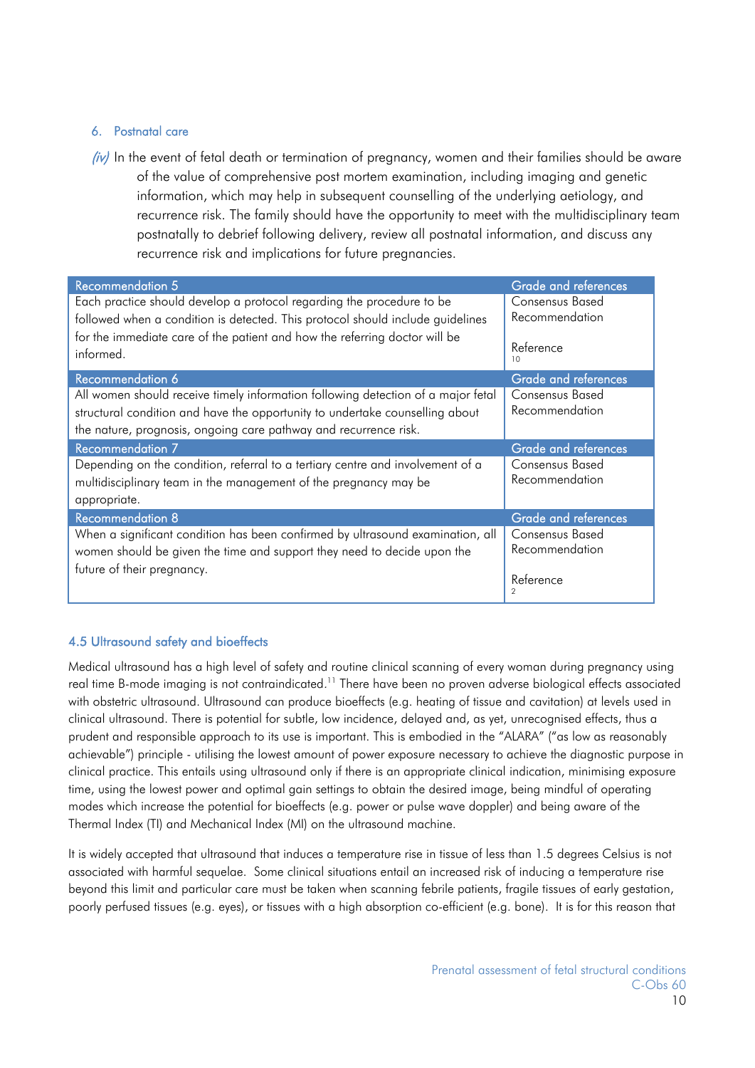6. Postnatal care

*(iv)* In the event of fetal death or termination of pregnancy, women and their families should be aware of the value of comprehensive post mortem examination, including imaging and genetic information, which may help in subsequent counselling of the underlying aetiology, and recurrence risk. The family should have the opportunity to meet with the multidisciplinary team postnatally to debrief following delivery, review all postnatal information, and discuss any recurrence risk and implications for future pregnancies.

| Recommendation 5 | Grade and references |
|---|---|
| Each practice should develop a protocol regarding the procedure to be followed when a condition is detected. This protocol should include guidelines for the immediate care of the patient and how the referring doctor will be informed. | Consensus Based Recommendation<br><br>Reference[10] |
| **Recommendation 6** | **Grade and references** |
| All women should receive timely information following detection of a major fetal structural condition and have the opportunity to undertake counselling about the nature, prognosis, ongoing care pathway and recurrence risk. | Consensus Based Recommendation |
| **Recommendation 7** | **Grade and references** |
| Depending on the condition, referral to a tertiary centre and involvement of a multidisciplinary team in the management of the pregnancy may be appropriate. | Consensus Based Recommendation |
| **Recommendation 8** | **Grade and references** |
| When a significant condition has been confirmed by ultrasound examination, all women should be given the time and support they need to decide upon the future of their pregnancy. | Consensus Based Recommendation<br><br>Reference[2] |

### 4.5 Ultrasound safety and bioeffects

Medical ultrasound has a high level of safety and routine clinical scanning of every woman during pregnancy using real time B-mode imaging is not contraindicated.[11] There have been no proven adverse biological effects associated with obstetric ultrasound. Ultrasound can produce bioeffects (e.g. heating of tissue and cavitation) at levels used in clinical ultrasound. There is potential for subtle, low incidence, delayed and, as yet, unrecognised effects, thus a prudent and responsible approach to its use is important. This is embodied in the "ALARA" ("as low as reasonably achievable") principle - utilising the lowest amount of power exposure necessary to achieve the diagnostic purpose in clinical practice. This entails using ultrasound only if there is an appropriate clinical indication, minimising exposure time, using the lowest power and optimal gain settings to obtain the desired image, being mindful of operating modes which increase the potential for bioeffects (e.g. power or pulse wave doppler) and being aware of the Thermal Index (TI) and Mechanical Index (MI) on the ultrasound machine.

It is widely accepted that ultrasound that induces a temperature rise in tissue of less than 1.5 degrees Celsius is not associated with harmful sequelae. Some clinical situations entail an increased risk of inducing a temperature rise beyond this limit and particular care must be taken when scanning febrile patients, fragile tissues of early gestation, poorly perfused tissues (e.g. eyes), or tissues with a high absorption co-efficient (e.g. bone). It is for this reason that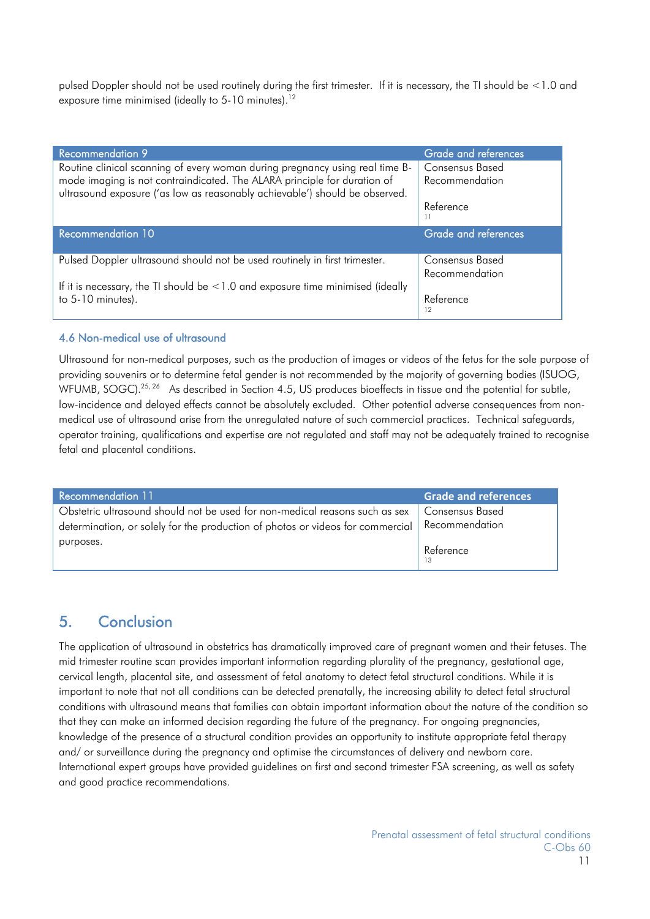pulsed Doppler should not be used routinely during the first trimester. If it is necessary, the TI should be <1.0 and exposure time minimised (ideally to 5-10 minutes).[12]

| Recommendation 9 | Grade and references |
|---|---|
| Routine clinical scanning of every woman during pregnancy using real time B-mode imaging is not contraindicated. The ALARA principle for duration of ultrasound exposure ('as low as reasonably achievable') should be observed. | Consensus Based Recommendation<br><br>Reference [11] |

| Recommendation 10 | Grade and references |
|---|---|
| Pulsed Doppler ultrasound should not be used routinely in first trimester.<br><br>If it is necessary, the TI should be <1.0 and exposure time minimised (ideally to 5-10 minutes). | Consensus Based Recommendation<br><br>Reference [12] |

### 4.6 Non-medical use of ultrasound

Ultrasound for non-medical purposes, such as the production of images or videos of the fetus for the sole purpose of providing souvenirs or to determine fetal gender is not recommended by the majority of governing bodies (ISUOG, WFUMB, SOGC).[25, 26] As described in Section 4.5, US produces bioeffects in tissue and the potential for subtle, low-incidence and delayed effects cannot be absolutely excluded. Other potential adverse consequences from non-medical use of ultrasound arise from the unregulated nature of such commercial practices. Technical safeguards, operator training, qualifications and expertise are not regulated and staff may not be adequately trained to recognise fetal and placental conditions.

| Recommendation 11 | Grade and references |
|---|---|
| Obstetric ultrasound should not be used for non-medical reasons such as sex determination, or solely for the production of photos or videos for commercial purposes. | Consensus Based Recommendation<br><br>Reference [13] |

## 5. Conclusion

The application of ultrasound in obstetrics has dramatically improved care of pregnant women and their fetuses. The mid trimester routine scan provides important information regarding plurality of the pregnancy, gestational age, cervical length, placental site, and assessment of fetal anatomy to detect fetal structural conditions. While it is important to note that not all conditions can be detected prenatally, the increasing ability to detect fetal structural conditions with ultrasound means that families can obtain important information about the nature of the condition so that they can make an informed decision regarding the future of the pregnancy. For ongoing pregnancies, knowledge of the presence of a structural condition provides an opportunity to institute appropriate fetal therapy and/ or surveillance during the pregnancy and optimise the circumstances of delivery and newborn care. International expert groups have provided guidelines on first and second trimester FSA screening, as well as safety and good practice recommendations.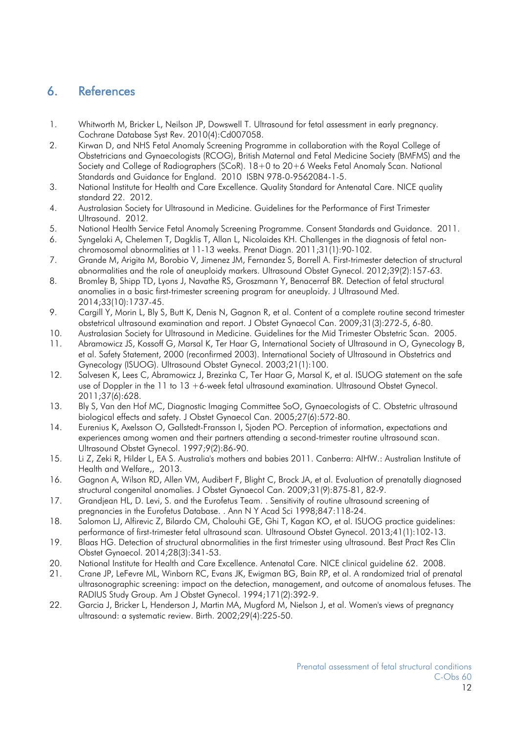## 6. References

1. Whitworth M, Bricker L, Neilson JP, Dowswell T. Ultrasound for fetal assessment in early pregnancy. Cochrane Database Syst Rev. 2010(4):Cd007058.
2. Kirwan D, and NHS Fetal Anomaly Screening Programme in collaboration with the Royal College of Obstetricians and Gynaecologists (RCOG), British Maternal and Fetal Medicine Society (BMFMS) and the Society and College of Radiographers (SCoR). 18+0 to 20+6 Weeks Fetal Anomaly Scan. National Standards and Guidance for England. 2010 ISBN 978-0-9562084-1-5.
3. National Institute for Health and Care Excellence. Quality Standard for Antenatal Care. NICE quality standard 22. 2012.
4. Australasian Society for Ultrasound in Medicine. Guidelines for the Performance of First Trimester Ultrasound. 2012.
5. National Health Service Fetal Anomaly Screening Programme. Consent Standards and Guidance. 2011.
6. Syngelaki A, Chelemen T, Dagklis T, Allan L, Nicolaides KH. Challenges in the diagnosis of fetal non-chromosomal abnormalities at 11-13 weeks. Prenat Diagn. 2011;31(1):90-102.
7. Grande M, Arigita M, Borobio V, Jimenez JM, Fernandez S, Borrell A. First-trimester detection of structural abnormalities and the role of aneuploidy markers. Ultrasound Obstet Gynecol. 2012;39(2):157-63.
8. Bromley B, Shipp TD, Lyons J, Navathe RS, Groszmann Y, Benacerraf BR. Detection of fetal structural anomalies in a basic first-trimester screening program for aneuploidy. J Ultrasound Med. 2014;33(10):1737-45.
9. Cargill Y, Morin L, Bly S, Butt K, Denis N, Gagnon R, et al. Content of a complete routine second trimester obstetrical ultrasound examination and report. J Obstet Gynaecol Can. 2009;31(3):272-5, 6-80.
10. Australasian Society for Ultrasound in Medicine. Guidelines for the Mid Trimester Obstetric Scan. 2005.
11. Abramowicz JS, Kossoff G, Marsal K, Ter Haar G, International Society of Ultrasound in O, Gynecology B, et al. Safety Statement, 2000 (reconfirmed 2003). International Society of Ultrasound in Obstetrics and Gynecology (ISUOG). Ultrasound Obstet Gynecol. 2003;21(1):100.
12. Salvesen K, Lees C, Abramowicz J, Brezinka C, Ter Haar G, Marsal K, et al. ISUOG statement on the safe use of Doppler in the 11 to 13 +6-week fetal ultrasound examination. Ultrasound Obstet Gynecol. 2011;37(6):628.
13. Bly S, Van den Hof MC, Diagnostic Imaging Committee SoO, Gynaecologists of C. Obstetric ultrasound biological effects and safety. J Obstet Gynaecol Can. 2005;27(6):572-80.
14. Eurenius K, Axelsson O, Gallstedt-Fransson I, Sjoden PO. Perception of information, expectations and experiences among women and their partners attending a second-trimester routine ultrasound scan. Ultrasound Obstet Gynecol. 1997;9(2):86-90.
15. Li Z, Zeki R, Hilder L, EA S. Australia's mothers and babies 2011. Canberra: AIHW.: Australian Institute of Health and Welfare,, 2013.
16. Gagnon A, Wilson RD, Allen VM, Audibert F, Blight C, Brock JA, et al. Evaluation of prenatally diagnosed structural congenital anomalies. J Obstet Gynaecol Can. 2009;31(9):875-81, 82-9.
17. Grandjean HL, D. Levi, S. and the Eurofetus Team. . Sensitivity of routine ultrasound screening of pregnancies in the Eurofetus Database. . Ann N Y Acad Sci 1998;847:118-24.
18. Salomon LJ, Alfirevic Z, Bilardo CM, Chalouhi GE, Ghi T, Kagan KO, et al. ISUOG practice guidelines: performance of first-trimester fetal ultrasound scan. Ultrasound Obstet Gynecol. 2013;41(1):102-13.
19. Blaas HG. Detection of structural abnormalities in the first trimester using ultrasound. Best Pract Res Clin Obstet Gynaecol. 2014;28(3):341-53.
20. National Institute for Health and Care Excellence. Antenatal Care. NICE clinical guideline 62. 2008.
21. Crane JP, LeFevre ML, Winborn RC, Evans JK, Ewigman BG, Bain RP, et al. A randomized trial of prenatal ultrasonographic screening: impact on the detection, management, and outcome of anomalous fetuses. The RADIUS Study Group. Am J Obstet Gynecol. 1994;171(2):392-9.
22. Garcia J, Bricker L, Henderson J, Martin MA, Mugford M, Nielson J, et al. Women's views of pregnancy ultrasound: a systematic review. Birth. 2002;29(4):225-50.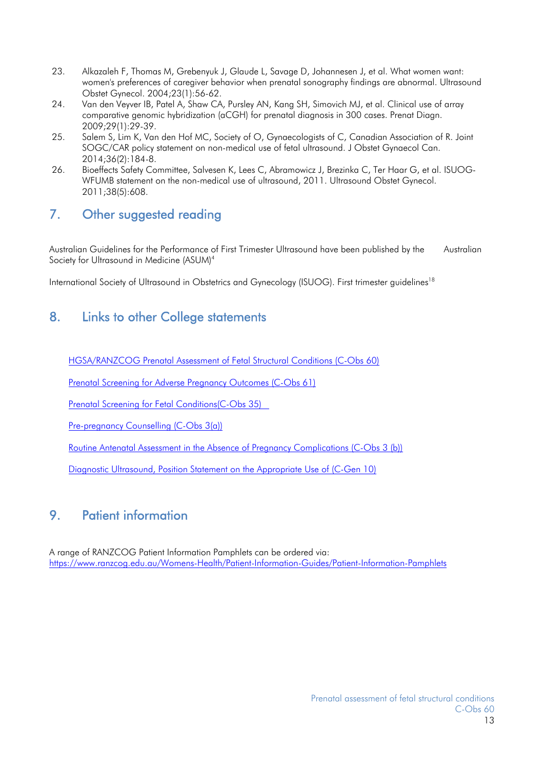23. Alkazaleh F, Thomas M, Grebenyuk J, Glaude L, Savage D, Johannesen J, et al. What women want: women's preferences of caregiver behavior when prenatal sonography findings are abnormal. Ultrasound Obstet Gynecol. 2004;23(1):56-62.
24. Van den Veyver IB, Patel A, Shaw CA, Pursley AN, Kang SH, Simovich MJ, et al. Clinical use of array comparative genomic hybridization (aCGH) for prenatal diagnosis in 300 cases. Prenat Diagn. 2009;29(1):29-39.
25. Salem S, Lim K, Van den Hof MC, Society of O, Gynaecologists of C, Canadian Association of R. Joint SOGC/CAR policy statement on non-medical use of fetal ultrasound. J Obstet Gynaecol Can. 2014;36(2):184-8.
26. Bioeffects Safety Committee, Salvesen K, Lees C, Abramowicz J, Brezinka C, Ter Haar G, et al. ISUOG-WFUMB statement on the non-medical use of ultrasound, 2011. Ultrasound Obstet Gynecol. 2011;38(5):608.

## 7. Other suggested reading

Australian Guidelines for the Performance of First Trimester Ultrasound have been published by the Australian Society for Ultrasound in Medicine (ASUM)[4]

International Society of Ultrasound in Obstetrics and Gynecology (ISUOG). First trimester guidelines[18]

## 8. Links to other College statements

HGSA/RANZCOG Prenatal Assessment of Fetal Structural Conditions (C-Obs 60)

Prenatal Screening for Adverse Pregnancy Outcomes (C-Obs 61)

Prenatal Screening for Fetal Conditions(C-Obs 35)

Pre-pregnancy Counselling (C-Obs 3(a))

Routine Antenatal Assessment in the Absence of Pregnancy Complications (C-Obs 3 (b))

Diagnostic Ultrasound, Position Statement on the Appropriate Use of (C-Gen 10)

## 9. Patient information

A range of RANZCOG Patient Information Pamphlets can be ordered via:
https://www.ranzcog.edu.au/Womens-Health/Patient-Information-Guides/Patient-Information-Pamphlets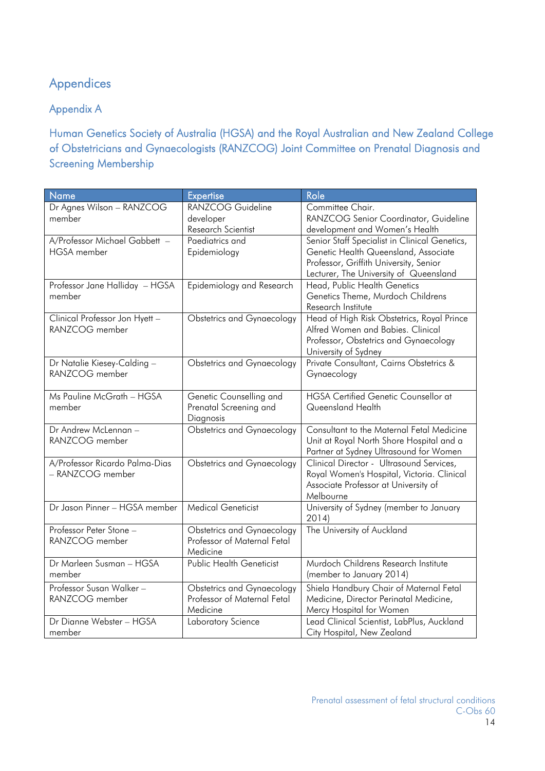# Appendices

## Appendix A

### Human Genetics Society of Australia (HGSA) and the Royal Australian and New Zealand College of Obstetricians and Gynaecologists (RANZCOG) Joint Committee on Prenatal Diagnosis and Screening Membership

| Name | Expertise | Role |
| --- | --- | --- |
| Dr Agnes Wilson – RANZCOG member | RANZCOG Guideline developer<br>Research Scientist | Committee Chair.<br>RANZCOG Senior Coordinator, Guideline development and Women's Health |
| A/Professor Michael Gabbett – HGSA member | Paediatrics and Epidemiology | Senior Staff Specialist in Clinical Genetics, Genetic Health Queensland, Associate Professor, Griffith University, Senior Lecturer, The University of Queensland |
| Professor Jane Halliday – HGSA member | Epidemiology and Research | Head, Public Health Genetics<br>Genetics Theme, Murdoch Childrens Research Institute |
| Clinical Professor Jon Hyett – RANZCOG member | Obstetrics and Gynaecology | Head of High Risk Obstetrics, Royal Prince Alfred Women and Babies. Clinical Professor, Obstetrics and Gynaecology University of Sydney |
| Dr Natalie Kiesey-Calding – RANZCOG member | Obstetrics and Gynaecology | Private Consultant, Cairns Obstetrics & Gynaecology |
| Ms Pauline McGrath – HGSA member | Genetic Counselling and Prenatal Screening and Diagnosis | HGSA Certified Genetic Counsellor at Queensland Health |
| Dr Andrew McLennan – RANZCOG member | Obstetrics and Gynaecology | Consultant to the Maternal Fetal Medicine Unit at Royal North Shore Hospital and a Partner at Sydney Ultrasound for Women |
| A/Professor Ricardo Palma-Dias – RANZCOG member | Obstetrics and Gynaecology | Clinical Director - Ultrasound Services, Royal Women's Hospital, Victoria. Clinical Associate Professor at University of Melbourne |
| Dr Jason Pinner – HGSA member | Medical Geneticist | University of Sydney (member to January 2014) |
| Professor Peter Stone – RANZCOG member | Obstetrics and Gynaecology<br>Professor of Maternal Fetal Medicine | The University of Auckland |
| Dr Marleen Susman – HGSA member | Public Health Geneticist | Murdoch Childrens Research Institute (member to January 2014) |
| Professor Susan Walker – RANZCOG member | Obstetrics and Gynaecology<br>Professor of Maternal Fetal Medicine | Shiela Handbury Chair of Maternal Fetal Medicine, Director Perinatal Medicine, Mercy Hospital for Women |
| Dr Dianne Webster – HGSA member | Laboratory Science | Lead Clinical Scientist, LabPlus, Auckland City Hospital, New Zealand |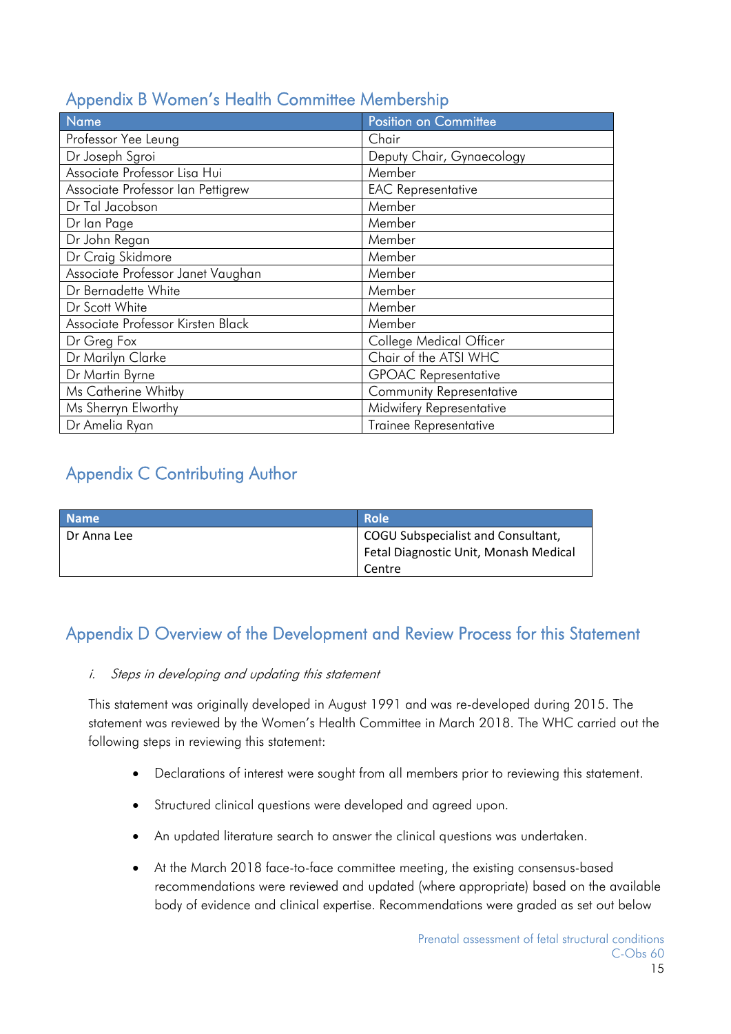## Appendix B Women's Health Committee Membership

| Name | Position on Committee |
|---|---|
| Professor Yee Leung | Chair |
| Dr Joseph Sgroi | Deputy Chair, Gynaecology |
| Associate Professor Lisa Hui | Member |
| Associate Professor Ian Pettigrew | EAC Representative |
| Dr Tal Jacobson | Member |
| Dr Ian Page | Member |
| Dr John Regan | Member |
| Dr Craig Skidmore | Member |
| Associate Professor Janet Vaughan | Member |
| Dr Bernadette White | Member |
| Dr Scott White | Member |
| Associate Professor Kirsten Black | Member |
| Dr Greg Fox | College Medical Officer |
| Dr Marilyn Clarke | Chair of the ATSI WHC |
| Dr Martin Byrne | GPOAC Representative |
| Ms Catherine Whitby | Community Representative |
| Ms Sherryn Elworthy | Midwifery Representative |
| Dr Amelia Ryan | Trainee Representative |

## Appendix C Contributing Author

| Name | Role |
|---|---|
| Dr Anna Lee | COGU Subspecialist and Consultant, Fetal Diagnostic Unit, Monash Medical Centre |

## Appendix D Overview of the Development and Review Process for this Statement

*i. Steps in developing and updating this statement*

This statement was originally developed in August 1991 and was re-developed during 2015. The statement was reviewed by the Women's Health Committee in March 2018. The WHC carried out the following steps in reviewing this statement:

- Declarations of interest were sought from all members prior to reviewing this statement.
- Structured clinical questions were developed and agreed upon.
- An updated literature search to answer the clinical questions was undertaken.
- At the March 2018 face-to-face committee meeting, the existing consensus-based recommendations were reviewed and updated (where appropriate) based on the available body of evidence and clinical expertise. Recommendations were graded as set out below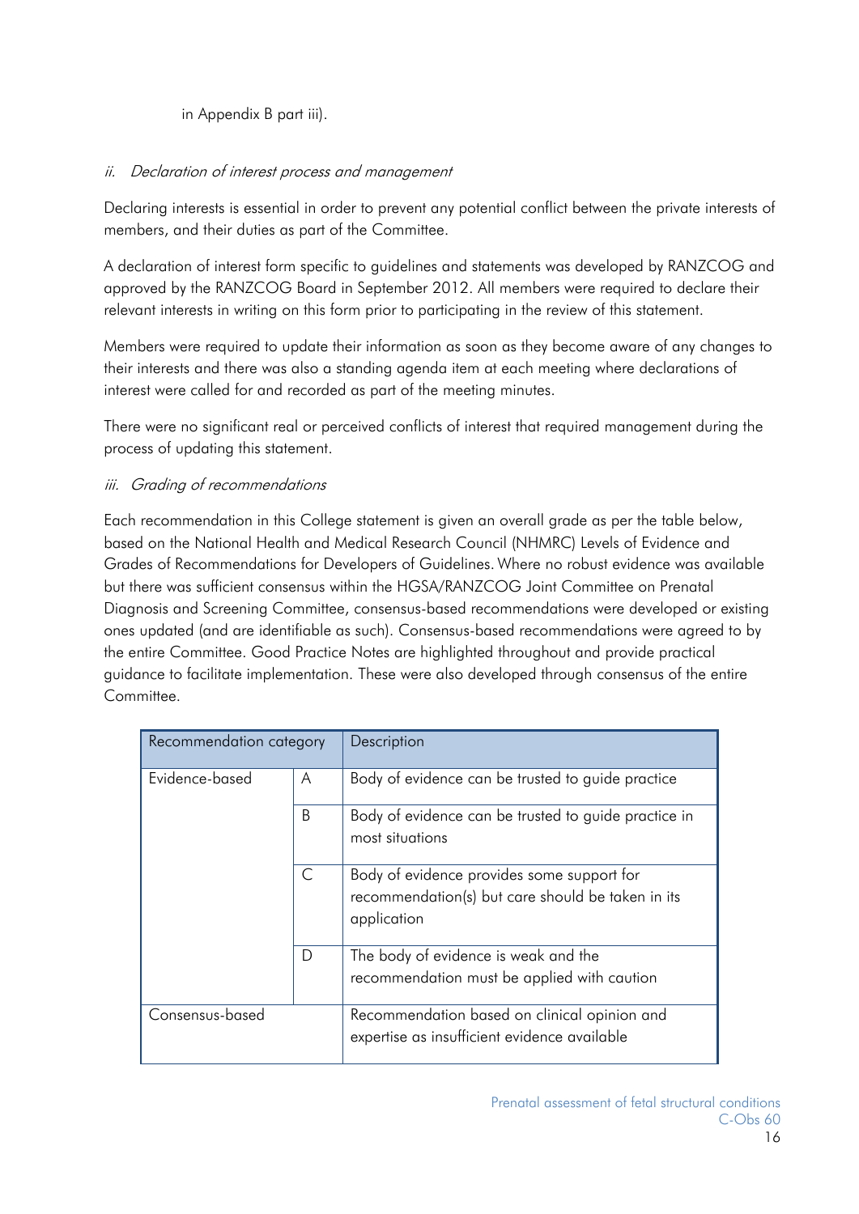in Appendix B part iii).

### *ii. Declaration of interest process and management*

Declaring interests is essential in order to prevent any potential conflict between the private interests of members, and their duties as part of the Committee.

A declaration of interest form specific to guidelines and statements was developed by RANZCOG and approved by the RANZCOG Board in September 2012. All members were required to declare their relevant interests in writing on this form prior to participating in the review of this statement.

Members were required to update their information as soon as they become aware of any changes to their interests and there was also a standing agenda item at each meeting where declarations of interest were called for and recorded as part of the meeting minutes.

There were no significant real or perceived conflicts of interest that required management during the process of updating this statement.

### *iii. Grading of recommendations*

Each recommendation in this College statement is given an overall grade as per the table below, based on the National Health and Medical Research Council (NHMRC) Levels of Evidence and Grades of Recommendations for Developers of Guidelines. Where no robust evidence was available but there was sufficient consensus within the HGSA/RANZCOG Joint Committee on Prenatal Diagnosis and Screening Committee, consensus-based recommendations were developed or existing ones updated (and are identifiable as such). Consensus-based recommendations were agreed to by the entire Committee. Good Practice Notes are highlighted throughout and provide practical guidance to facilitate implementation. These were also developed through consensus of the entire Committee.

| Recommendation category | | Description |
|---|---|---|
| Evidence-based | A | Body of evidence can be trusted to guide practice |
| | B | Body of evidence can be trusted to guide practice in most situations |
| | C | Body of evidence provides some support for recommendation(s) but care should be taken in its application |
| | D | The body of evidence is weak and the recommendation must be applied with caution |
| Consensus-based | | Recommendation based on clinical opinion and expertise as insufficient evidence available |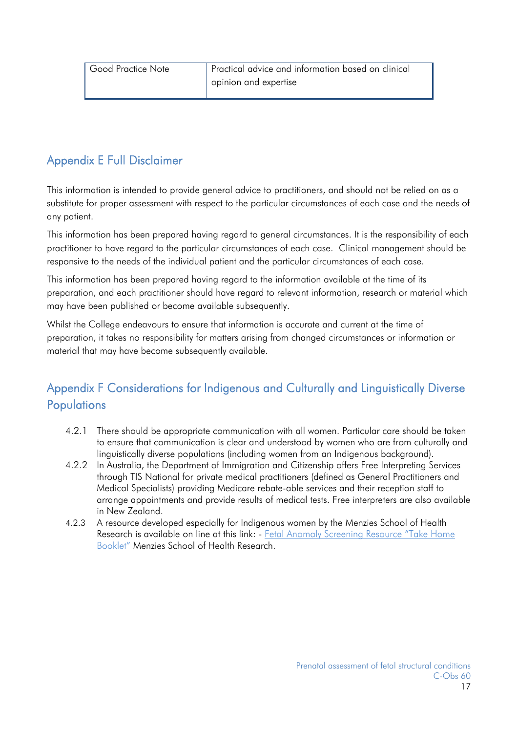| | |
|---|---|
| Good Practice Note | Practical advice and information based on clinical opinion and expertise |

## Appendix E Full Disclaimer

This information is intended to provide general advice to practitioners, and should not be relied on as a substitute for proper assessment with respect to the particular circumstances of each case and the needs of any patient.

This information has been prepared having regard to general circumstances. It is the responsibility of each practitioner to have regard to the particular circumstances of each case. Clinical management should be responsive to the needs of the individual patient and the particular circumstances of each case.

This information has been prepared having regard to the information available at the time of its preparation, and each practitioner should have regard to relevant information, research or material which may have been published or become available subsequently.

Whilst the College endeavours to ensure that information is accurate and current at the time of preparation, it takes no responsibility for matters arising from changed circumstances or information or material that may have become subsequently available.

## Appendix F Considerations for Indigenous and Culturally and Linguistically Diverse Populations

4.2.1 There should be appropriate communication with all women. Particular care should be taken to ensure that communication is clear and understood by women who are from culturally and linguistically diverse populations (including women from an Indigenous background).

4.2.2 In Australia, the Department of Immigration and Citizenship offers Free Interpreting Services through TIS National for private medical practitioners (defined as General Practitioners and Medical Specialists) providing Medicare rebate-able services and their reception staff to arrange appointments and provide results of medical tests. Free interpreters are also available in New Zealand.

4.2.3 A resource developed especially for Indigenous women by the Menzies School of Health Research is available on line at this link: - Fetal Anomaly Screening Resource "Take Home Booklet" Menzies School of Health Research.